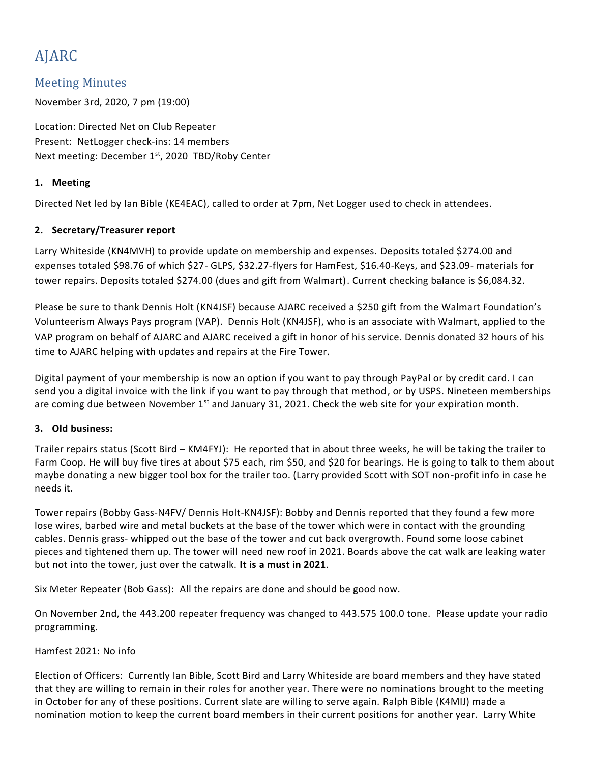# AJARC

## Meeting Minutes

November 3rd, 2020, 7 pm (19:00)

Location: Directed Net on Club Repeater
Present: NetLogger check-ins: 14 members
Next meeting: December 1st, 2020 TBD/Roby Center

### 1. Meeting

Directed Net led by Ian Bible (KE4EAC), called to order at 7pm, Net Logger used to check in attendees.

### 2. Secretary/Treasurer report

Larry Whiteside (KN4MVH) to provide update on membership and expenses. Deposits totaled $274.00 and expenses totaled $98.76 of which $27- GLPS, $32.27-flyers for HamFest, $16.40-Keys, and $23.09- materials for tower repairs. Deposits totaled $274.00 (dues and gift from Walmart). Current checking balance is $6,084.32.

Please be sure to thank Dennis Holt (KN4JSF) because AJARC received a $250 gift from the Walmart Foundation's Volunteerism Always Pays program (VAP). Dennis Holt (KN4JSF), who is an associate with Walmart, applied to the VAP program on behalf of AJARC and AJARC received a gift in honor of his service. Dennis donated 32 hours of his time to AJARC helping with updates and repairs at the Fire Tower.

Digital payment of your membership is now an option if you want to pay through PayPal or by credit card. I can send you a digital invoice with the link if you want to pay through that method, or by USPS. Nineteen memberships are coming due between November 1st and January 31, 2021. Check the web site for your expiration month.

### 3. Old business:

Trailer repairs status (Scott Bird – KM4FYJ): He reported that in about three weeks, he will be taking the trailer to Farm Coop. He will buy five tires at about $75 each, rim $50, and $20 for bearings. He is going to talk to them about maybe donating a new bigger tool box for the trailer too. (Larry provided Scott with SOT non-profit info in case he needs it.

Tower repairs (Bobby Gass-N4FV/ Dennis Holt-KN4JSF): Bobby and Dennis reported that they found a few more lose wires, barbed wire and metal buckets at the base of the tower which were in contact with the grounding cables. Dennis grass- whipped out the base of the tower and cut back overgrowth. Found some loose cabinet pieces and tightened them up. The tower will need new roof in 2021. Boards above the cat walk are leaking water but not into the tower, just over the catwalk. **It is a must in 2021**.

Six Meter Repeater (Bob Gass): All the repairs are done and should be good now.

On November 2nd, the 443.200 repeater frequency was changed to 443.575 100.0 tone. Please update your radio programming.

Hamfest 2021: No info

Election of Officers: Currently Ian Bible, Scott Bird and Larry Whiteside are board members and they have stated that they are willing to remain in their roles for another year. There were no nominations brought to the meeting in October for any of these positions. Current slate are willing to serve again. Ralph Bible (K4MIJ) made a nomination motion to keep the current board members in their current positions for another year. Larry White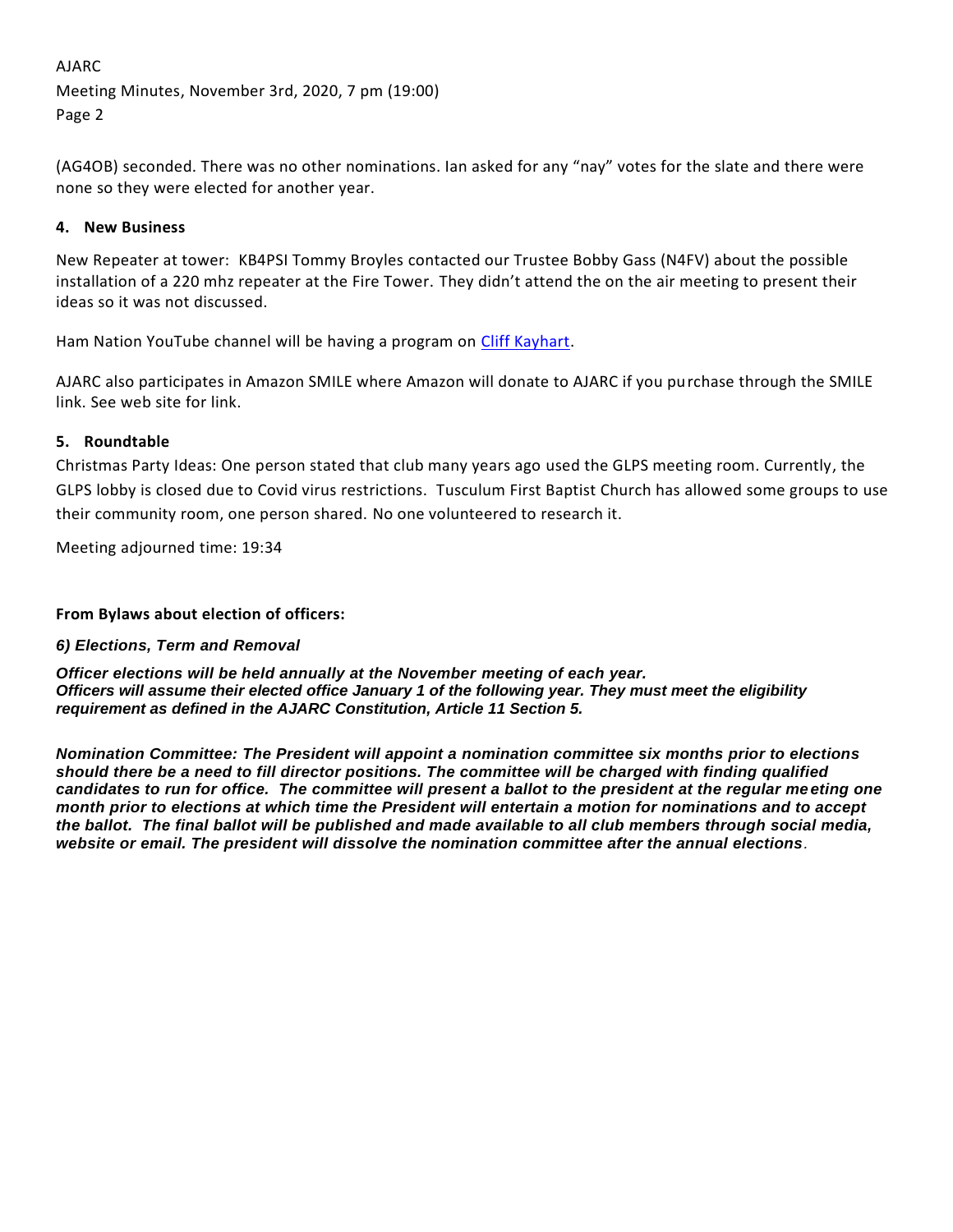(AG4OB) seconded. There was no other nominations. Ian asked for any "nay" votes for the slate and there were none so they were elected for another year.

**4. New Business**

New Repeater at tower: KB4PSI Tommy Broyles contacted our Trustee Bobby Gass (N4FV) about the possible installation of a 220 mhz repeater at the Fire Tower. They didn't attend the on the air meeting to present their ideas so it was not discussed.

Ham Nation YouTube channel will be having a program on Cliff Kayhart.

AJARC also participates in Amazon SMILE where Amazon will donate to AJARC if you purchase through the SMILE link. See web site for link.

**5. Roundtable**

Christmas Party Ideas: One person stated that club many years ago used the GLPS meeting room. Currently, the GLPS lobby is closed due to Covid virus restrictions. Tusculum First Baptist Church has allowed some groups to use their community room, one person shared. No one volunteered to research it.

Meeting adjourned time: 19:34

**From Bylaws about election of officers:**

***6) Elections, Term and Removal***

***Officer elections will be held annually at the November meeting of each year.***
***Officers will assume their elected office January 1 of the following year. They must meet the eligibility requirement as defined in the AJARC Constitution, Article 11 Section 5.***

***Nomination Committee: The President will appoint a nomination committee six months prior to elections should there be a need to fill director positions. The committee will be charged with finding qualified candidates to run for office. The committee will present a ballot to the president at the regular meeting one month prior to elections at which time the President will entertain a motion for nominations and to accept the ballot. The final ballot will be published and made available to all club members through social media, website or email. The president will dissolve the nomination committee after the annual elections.***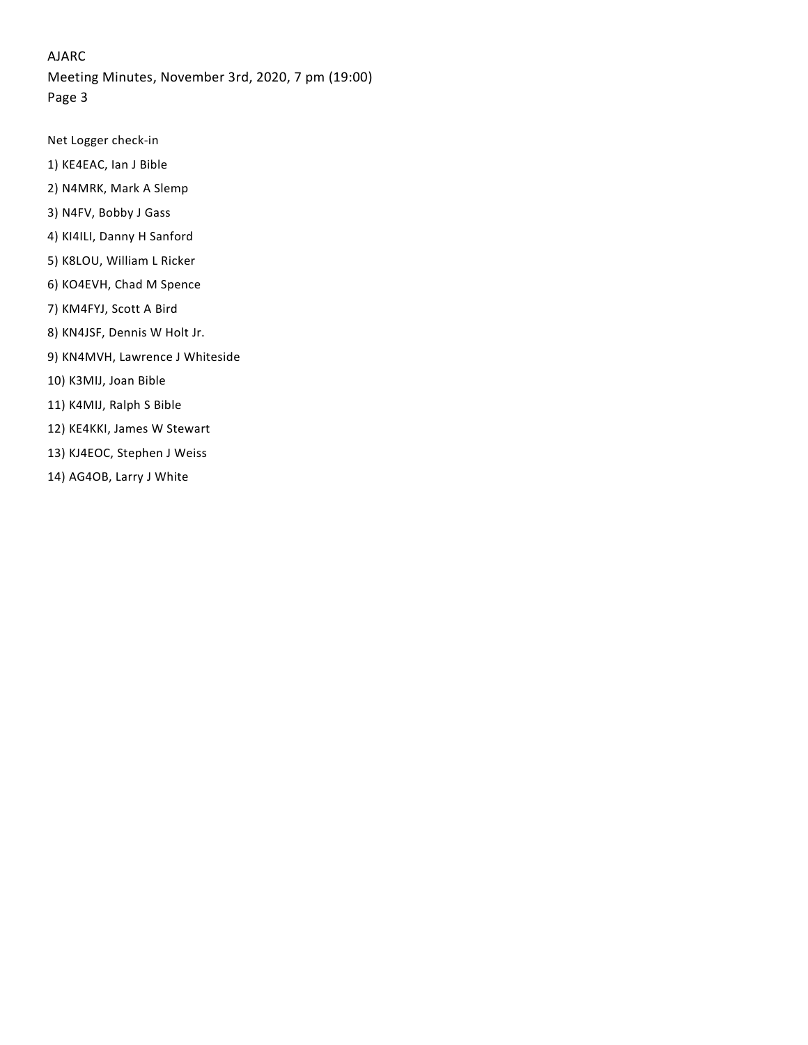Net Logger check-in

1) KE4EAC, Ian J Bible
2) N4MRK, Mark A Slemp
3) N4FV, Bobby J Gass
4) KI4ILI, Danny H Sanford
5) K8LOU, William L Ricker
6) KO4EVH, Chad M Spence
7) KM4FYJ, Scott A Bird
8) KN4JSF, Dennis W Holt Jr.
9) KN4MVH, Lawrence J Whiteside
10) K3MIJ, Joan Bible
11) K4MIJ, Ralph S Bible
12) KE4KKI, James W Stewart
13) KJ4EOC, Stephen J Weiss
14) AG4OB, Larry J White